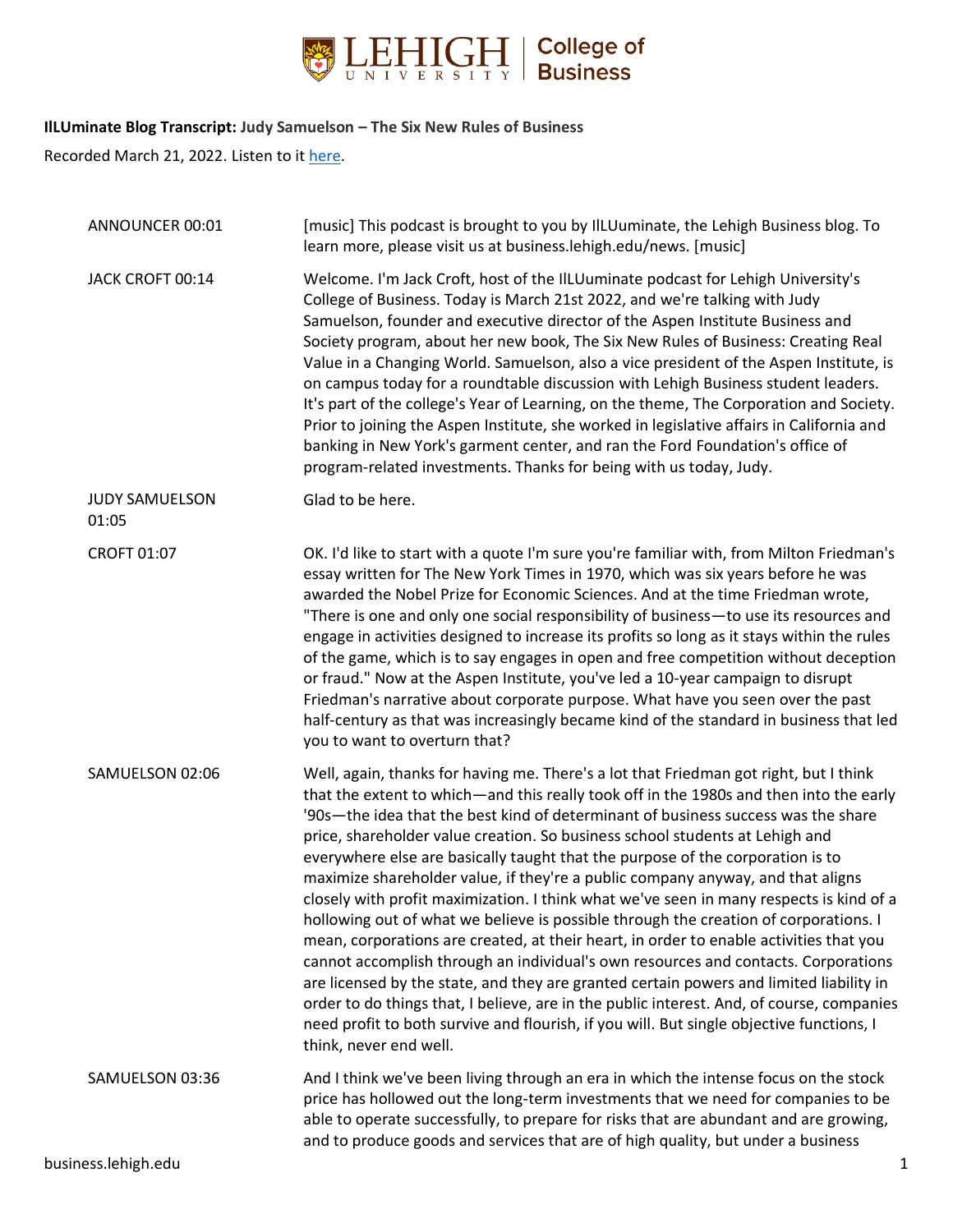**IlLUminate Blog Transcript: Judy Samuelson – The Six New Rules of Business**

Recorded March 21, 2022. Listen to it here.

| | |
|---|---|
| ANNOUNCER 00:01 | [music] This podcast is brought to you by IlLUuminate, the Lehigh Business blog. To learn more, please visit us at business.lehigh.edu/news. [music] |
| JACK CROFT 00:14 | Welcome. I'm Jack Croft, host of the IlLUuminate podcast for Lehigh University's College of Business. Today is March 21st 2022, and we're talking with Judy Samuelson, founder and executive director of the Aspen Institute Business and Society program, about her new book, The Six New Rules of Business: Creating Real Value in a Changing World. Samuelson, also a vice president of the Aspen Institute, is on campus today for a roundtable discussion with Lehigh Business student leaders. It's part of the college's Year of Learning, on the theme, The Corporation and Society. Prior to joining the Aspen Institute, she worked in legislative affairs in California and banking in New York's garment center, and ran the Ford Foundation's office of program-related investments. Thanks for being with us today, Judy. |
| JUDY SAMUELSON 01:05 | Glad to be here. |
| CROFT 01:07 | OK. I'd like to start with a quote I'm sure you're familiar with, from Milton Friedman's essay written for The New York Times in 1970, which was six years before he was awarded the Nobel Prize for Economic Sciences. And at the time Friedman wrote, "There is one and only one social responsibility of business—to use its resources and engage in activities designed to increase its profits so long as it stays within the rules of the game, which is to say engages in open and free competition without deception or fraud." Now at the Aspen Institute, you've led a 10-year campaign to disrupt Friedman's narrative about corporate purpose. What have you seen over the past half-century as that was increasingly became kind of the standard in business that led you to want to overturn that? |
| SAMUELSON 02:06 | Well, again, thanks for having me. There's a lot that Friedman got right, but I think that the extent to which—and this really took off in the 1980s and then into the early '90s—the idea that the best kind of determinant of business success was the share price, shareholder value creation. So business school students at Lehigh and everywhere else are basically taught that the purpose of the corporation is to maximize shareholder value, if they're a public company anyway, and that aligns closely with profit maximization. I think what we've seen in many respects is kind of a hollowing out of what we believe is possible through the creation of corporations. I mean, corporations are created, at their heart, in order to enable activities that you cannot accomplish through an individual's own resources and contacts. Corporations are licensed by the state, and they are granted certain powers and limited liability in order to do things that, I believe, are in the public interest. And, of course, companies need profit to both survive and flourish, if you will. But single objective functions, I think, never end well. |
| SAMUELSON 03:36 | And I think we've been living through an era in which the intense focus on the stock price has hollowed out the long-term investments that we need for companies to be able to operate successfully, to prepare for risks that are abundant and are growing, and to produce goods and services that are of high quality, but under a business |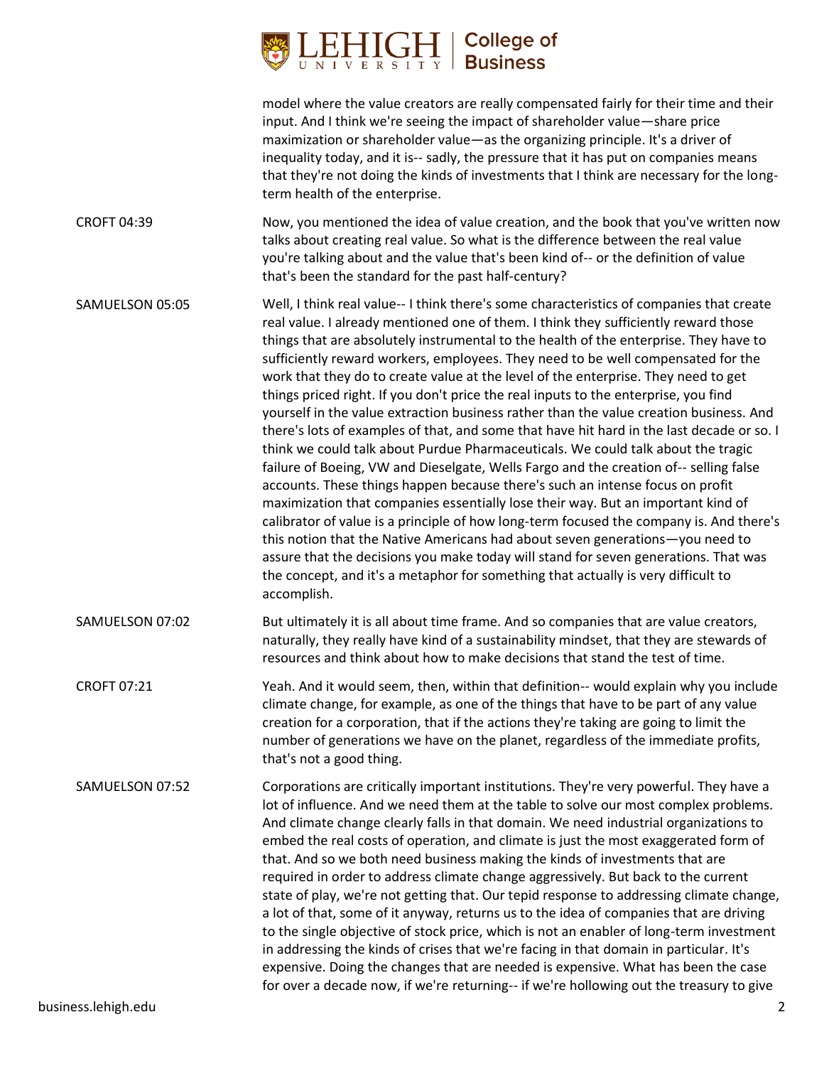model where the value creators are really compensated fairly for their time and their input. And I think we're seeing the impact of shareholder value—share price maximization or shareholder value—as the organizing principle. It's a driver of inequality today, and it is-- sadly, the pressure that it has put on companies means that they're not doing the kinds of investments that I think are necessary for the long-term health of the enterprise.

**CROFT 04:39** Now, you mentioned the idea of value creation, and the book that you've written now talks about creating real value. So what is the difference between the real value you're talking about and the value that's been kind of-- or the definition of value that's been the standard for the past half-century?

**SAMUELSON 05:05** Well, I think real value-- I think there's some characteristics of companies that create real value. I already mentioned one of them. I think they sufficiently reward those things that are absolutely instrumental to the health of the enterprise. They have to sufficiently reward workers, employees. They need to be well compensated for the work that they do to create value at the level of the enterprise. They need to get things priced right. If you don't price the real inputs to the enterprise, you find yourself in the value extraction business rather than the value creation business. And there's lots of examples of that, and some that have hit hard in the last decade or so. I think we could talk about Purdue Pharmaceuticals. We could talk about the tragic failure of Boeing, VW and Dieselgate, Wells Fargo and the creation of-- selling false accounts. These things happen because there's such an intense focus on profit maximization that companies essentially lose their way. But an important kind of calibrator of value is a principle of how long-term focused the company is. And there's this notion that the Native Americans had about seven generations—you need to assure that the decisions you make today will stand for seven generations. That was the concept, and it's a metaphor for something that actually is very difficult to accomplish.

**SAMUELSON 07:02** But ultimately it is all about time frame. And so companies that are value creators, naturally, they really have kind of a sustainability mindset, that they are stewards of resources and think about how to make decisions that stand the test of time.

**CROFT 07:21** Yeah. And it would seem, then, within that definition-- would explain why you include climate change, for example, as one of the things that have to be part of any value creation for a corporation, that if the actions they're taking are going to limit the number of generations we have on the planet, regardless of the immediate profits, that's not a good thing.

**SAMUELSON 07:52** Corporations are critically important institutions. They're very powerful. They have a lot of influence. And we need them at the table to solve our most complex problems. And climate change clearly falls in that domain. We need industrial organizations to embed the real costs of operation, and climate is just the most exaggerated form of that. And so we both need business making the kinds of investments that are required in order to address climate change aggressively. But back to the current state of play, we're not getting that. Our tepid response to addressing climate change, a lot of that, some of it anyway, returns us to the idea of companies that are driving to the single objective of stock price, which is not an enabler of long-term investment in addressing the kinds of crises that we're facing in that domain in particular. It's expensive. Doing the changes that are needed is expensive. What has been the case for over a decade now, if we're returning-- if we're hollowing out the treasury to give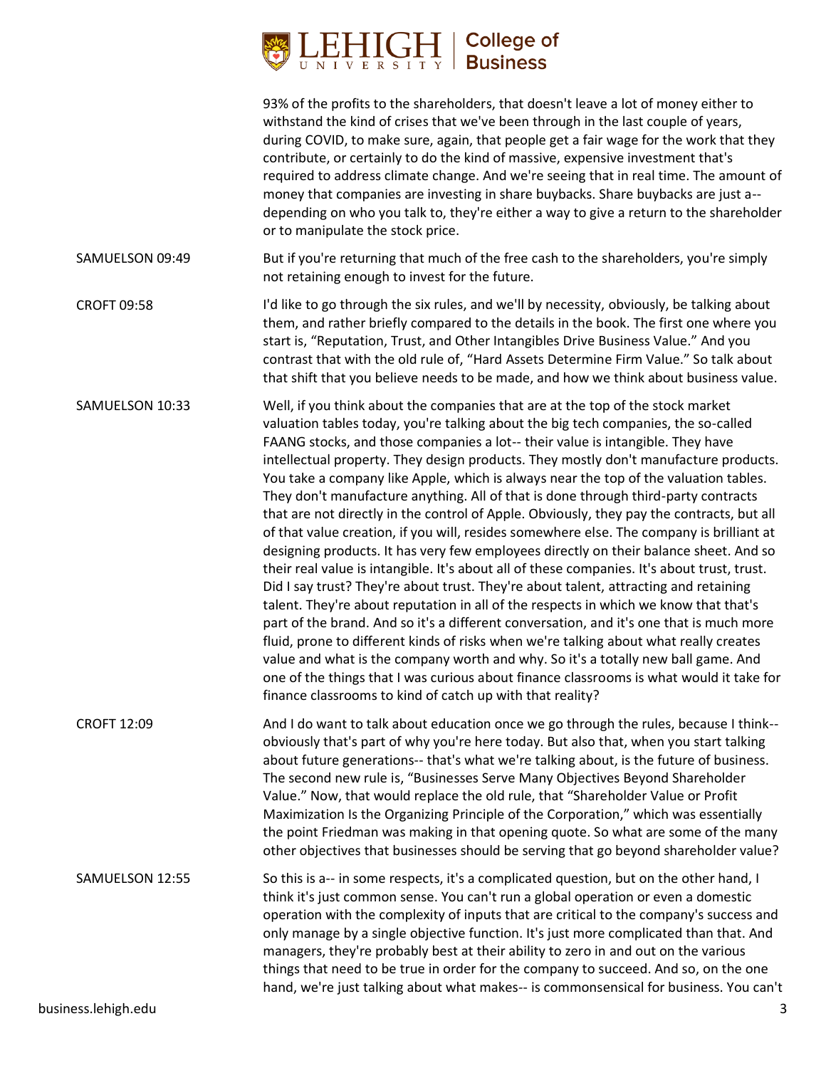93% of the profits to the shareholders, that doesn't leave a lot of money either to withstand the kind of crises that we've been through in the last couple of years, during COVID, to make sure, again, that people get a fair wage for the work that they contribute, or certainly to do the kind of massive, expensive investment that's required to address climate change. And we're seeing that in real time. The amount of money that companies are investing in share buybacks. Share buybacks are just a-- depending on who you talk to, they're either a way to give a return to the shareholder or to manipulate the stock price.

SAMUELSON 09:49 — But if you're returning that much of the free cash to the shareholders, you're simply not retaining enough to invest for the future.

CROFT 09:58 — I'd like to go through the six rules, and we'll by necessity, obviously, be talking about them, and rather briefly compared to the details in the book. The first one where you start is, "Reputation, Trust, and Other Intangibles Drive Business Value." And you contrast that with the old rule of, "Hard Assets Determine Firm Value." So talk about that shift that you believe needs to be made, and how we think about business value.

SAMUELSON 10:33 — Well, if you think about the companies that are at the top of the stock market valuation tables today, you're talking about the big tech companies, the so-called FAANG stocks, and those companies a lot-- their value is intangible. They have intellectual property. They design products. They mostly don't manufacture products. You take a company like Apple, which is always near the top of the valuation tables. They don't manufacture anything. All of that is done through third-party contracts that are not directly in the control of Apple. Obviously, they pay the contracts, but all of that value creation, if you will, resides somewhere else. The company is brilliant at designing products. It has very few employees directly on their balance sheet. And so their real value is intangible. It's about all of these companies. It's about trust, trust. Did I say trust? They're about trust. They're about talent, attracting and retaining talent. They're about reputation in all of the respects in which we know that that's part of the brand. And so it's a different conversation, and it's one that is much more fluid, prone to different kinds of risks when we're talking about what really creates value and what is the company worth and why. So it's a totally new ball game. And one of the things that I was curious about finance classrooms is what would it take for finance classrooms to kind of catch up with that reality?

CROFT 12:09 — And I do want to talk about education once we go through the rules, because I think-- obviously that's part of why you're here today. But also that, when you start talking about future generations-- that's what we're talking about, is the future of business. The second new rule is, "Businesses Serve Many Objectives Beyond Shareholder Value." Now, that would replace the old rule, that "Shareholder Value or Profit Maximization Is the Organizing Principle of the Corporation," which was essentially the point Friedman was making in that opening quote. So what are some of the many other objectives that businesses should be serving that go beyond shareholder value?

SAMUELSON 12:55 — So this is a-- in some respects, it's a complicated question, but on the other hand, I think it's just common sense. You can't run a global operation or even a domestic operation with the complexity of inputs that are critical to the company's success and only manage by a single objective function. It's just more complicated than that. And managers, they're probably best at their ability to zero in and out on the various things that need to be true in order for the company to succeed. And so, on the one hand, we're just talking about what makes-- is commonsensical for business. You can't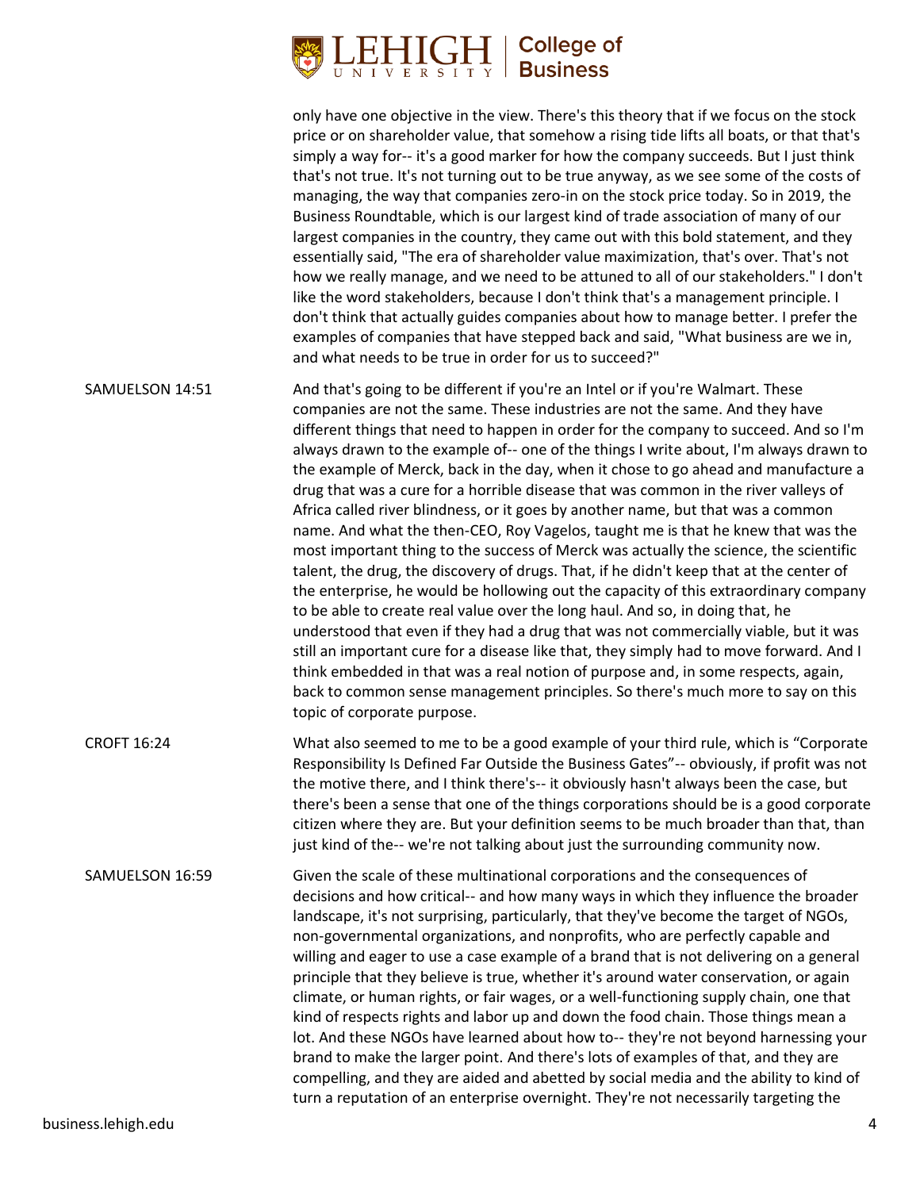only have one objective in the view. There's this theory that if we focus on the stock price or on shareholder value, that somehow a rising tide lifts all boats, or that that's simply a way for-- it's a good marker for how the company succeeds. But I just think that's not true. It's not turning out to be true anyway, as we see some of the costs of managing, the way that companies zero-in on the stock price today. So in 2019, the Business Roundtable, which is our largest kind of trade association of many of our largest companies in the country, they came out with this bold statement, and they essentially said, "The era of shareholder value maximization, that's over. That's not how we really manage, and we need to be attuned to all of our stakeholders." I don't like the word stakeholders, because I don't think that's a management principle. I don't think that actually guides companies about how to manage better. I prefer the examples of companies that have stepped back and said, "What business are we in, and what needs to be true in order for us to succeed?"

SAMUELSON 14:51 And that's going to be different if you're an Intel or if you're Walmart. These companies are not the same. These industries are not the same. And they have different things that need to happen in order for the company to succeed. And so I'm always drawn to the example of-- one of the things I write about, I'm always drawn to the example of Merck, back in the day, when it chose to go ahead and manufacture a drug that was a cure for a horrible disease that was common in the river valleys of Africa called river blindness, or it goes by another name, but that was a common name. And what the then-CEO, Roy Vagelos, taught me is that he knew that was the most important thing to the success of Merck was actually the science, the scientific talent, the drug, the discovery of drugs. That, if he didn't keep that at the center of the enterprise, he would be hollowing out the capacity of this extraordinary company to be able to create real value over the long haul. And so, in doing that, he understood that even if they had a drug that was not commercially viable, but it was still an important cure for a disease like that, they simply had to move forward. And I think embedded in that was a real notion of purpose and, in some respects, again, back to common sense management principles. So there's much more to say on this topic of corporate purpose.

CROFT 16:24 What also seemed to me to be a good example of your third rule, which is "Corporate Responsibility Is Defined Far Outside the Business Gates"-- obviously, if profit was not the motive there, and I think there's-- it obviously hasn't always been the case, but there's been a sense that one of the things corporations should be is a good corporate citizen where they are. But your definition seems to be much broader than that, than just kind of the-- we're not talking about just the surrounding community now.

SAMUELSON 16:59 Given the scale of these multinational corporations and the consequences of decisions and how critical-- and how many ways in which they influence the broader landscape, it's not surprising, particularly, that they've become the target of NGOs, non-governmental organizations, and nonprofits, who are perfectly capable and willing and eager to use a case example of a brand that is not delivering on a general principle that they believe is true, whether it's around water conservation, or again climate, or human rights, or fair wages, or a well-functioning supply chain, one that kind of respects rights and labor up and down the food chain. Those things mean a lot. And these NGOs have learned about how to-- they're not beyond harnessing your brand to make the larger point. And there's lots of examples of that, and they are compelling, and they are aided and abetted by social media and the ability to kind of turn a reputation of an enterprise overnight. They're not necessarily targeting the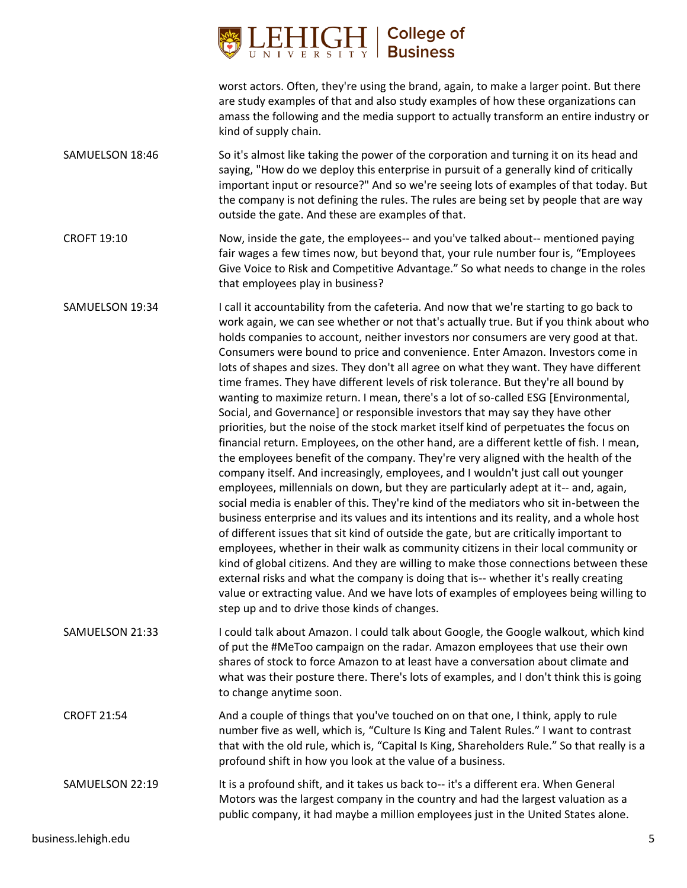worst actors. Often, they're using the brand, again, to make a larger point. But there are study examples of that and also study examples of how these organizations can amass the following and the media support to actually transform an entire industry or kind of supply chain.

SAMUELSON 18:46

So it's almost like taking the power of the corporation and turning it on its head and saying, "How do we deploy this enterprise in pursuit of a generally kind of critically important input or resource?" And so we're seeing lots of examples of that today. But the company is not defining the rules. The rules are being set by people that are way outside the gate. And these are examples of that.

CROFT 19:10

Now, inside the gate, the employees-- and you've talked about-- mentioned paying fair wages a few times now, but beyond that, your rule number four is, "Employees Give Voice to Risk and Competitive Advantage." So what needs to change in the roles that employees play in business?

SAMUELSON 19:34

I call it accountability from the cafeteria. And now that we're starting to go back to work again, we can see whether or not that's actually true. But if you think about who holds companies to account, neither investors nor consumers are very good at that. Consumers were bound to price and convenience. Enter Amazon. Investors come in lots of shapes and sizes. They don't all agree on what they want. They have different time frames. They have different levels of risk tolerance. But they're all bound by wanting to maximize return. I mean, there's a lot of so-called ESG [Environmental, Social, and Governance] or responsible investors that may say they have other priorities, but the noise of the stock market itself kind of perpetuates the focus on financial return. Employees, on the other hand, are a different kettle of fish. I mean, the employees benefit of the company. They're very aligned with the health of the company itself. And increasingly, employees, and I wouldn't just call out younger employees, millennials on down, but they are particularly adept at it-- and, again, social media is enabler of this. They're kind of the mediators who sit in-between the business enterprise and its values and its intentions and its reality, and a whole host of different issues that sit kind of outside the gate, but are critically important to employees, whether in their walk as community citizens in their local community or kind of global citizens. And they are willing to make those connections between these external risks and what the company is doing that is-- whether it's really creating value or extracting value. And we have lots of examples of employees being willing to step up and to drive those kinds of changes.

SAMUELSON 21:33

I could talk about Amazon. I could talk about Google, the Google walkout, which kind of put the #MeToo campaign on the radar. Amazon employees that use their own shares of stock to force Amazon to at least have a conversation about climate and what was their posture there. There's lots of examples, and I don't think this is going to change anytime soon.

CROFT 21:54

And a couple of things that you've touched on on that one, I think, apply to rule number five as well, which is, "Culture Is King and Talent Rules." I want to contrast that with the old rule, which is, "Capital Is King, Shareholders Rule." So that really is a profound shift in how you look at the value of a business.

SAMUELSON 22:19

It is a profound shift, and it takes us back to-- it's a different era. When General Motors was the largest company in the country and had the largest valuation as a public company, it had maybe a million employees just in the United States alone.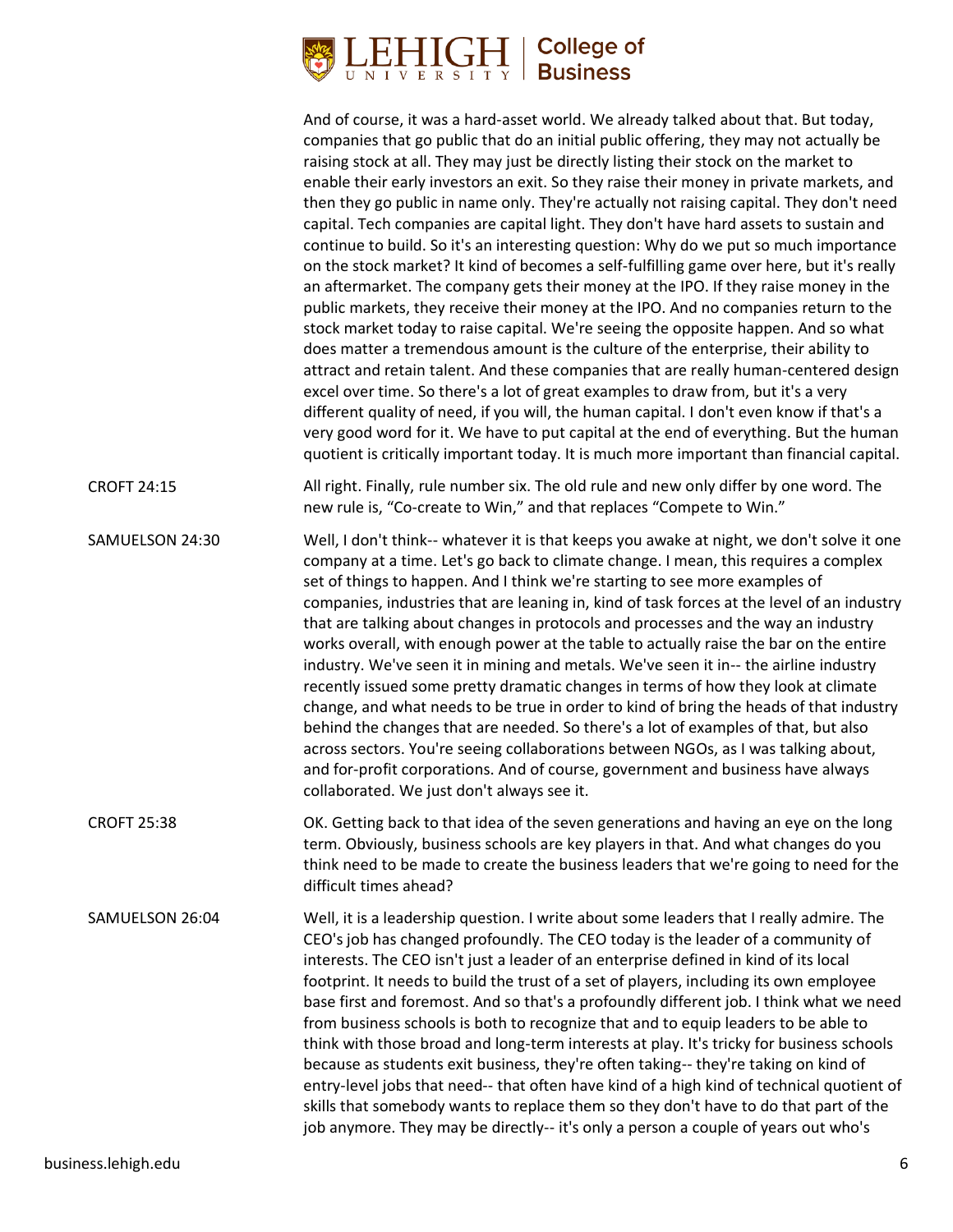And of course, it was a hard-asset world. We already talked about that. But today, companies that go public that do an initial public offering, they may not actually be raising stock at all. They may just be directly listing their stock on the market to enable their early investors an exit. So they raise their money in private markets, and then they go public in name only. They're actually not raising capital. They don't need capital. Tech companies are capital light. They don't have hard assets to sustain and continue to build. So it's an interesting question: Why do we put so much importance on the stock market? It kind of becomes a self-fulfilling game over here, but it's really an aftermarket. The company gets their money at the IPO. If they raise money in the public markets, they receive their money at the IPO. And no companies return to the stock market today to raise capital. We're seeing the opposite happen. And so what does matter a tremendous amount is the culture of the enterprise, their ability to attract and retain talent. And these companies that are really human-centered design excel over time. So there's a lot of great examples to draw from, but it's a very different quality of need, if you will, the human capital. I don't even know if that's a very good word for it. We have to put capital at the end of everything. But the human quotient is critically important today. It is much more important than financial capital.

CROFT 24:15 — All right. Finally, rule number six. The old rule and new only differ by one word. The new rule is, "Co-create to Win," and that replaces "Compete to Win."

SAMUELSON 24:30 — Well, I don't think-- whatever it is that keeps you awake at night, we don't solve it one company at a time. Let's go back to climate change. I mean, this requires a complex set of things to happen. And I think we're starting to see more examples of companies, industries that are leaning in, kind of task forces at the level of an industry that are talking about changes in protocols and processes and the way an industry works overall, with enough power at the table to actually raise the bar on the entire industry. We've seen it in mining and metals. We've seen it in-- the airline industry recently issued some pretty dramatic changes in terms of how they look at climate change, and what needs to be true in order to kind of bring the heads of that industry behind the changes that are needed. So there's a lot of examples of that, but also across sectors. You're seeing collaborations between NGOs, as I was talking about, and for-profit corporations. And of course, government and business have always collaborated. We just don't always see it.

CROFT 25:38 — OK. Getting back to that idea of the seven generations and having an eye on the long term. Obviously, business schools are key players in that. And what changes do you think need to be made to create the business leaders that we're going to need for the difficult times ahead?

SAMUELSON 26:04 — Well, it is a leadership question. I write about some leaders that I really admire. The CEO's job has changed profoundly. The CEO today is the leader of a community of interests. The CEO isn't just a leader of an enterprise defined in kind of its local footprint. It needs to build the trust of a set of players, including its own employee base first and foremost. And so that's a profoundly different job. I think what we need from business schools is both to recognize that and to equip leaders to be able to think with those broad and long-term interests at play. It's tricky for business schools because as students exit business, they're often taking-- they're taking on kind of entry-level jobs that need-- that often have kind of a high kind of technical quotient of skills that somebody wants to replace them so they don't have to do that part of the job anymore. They may be directly-- it's only a person a couple of years out who's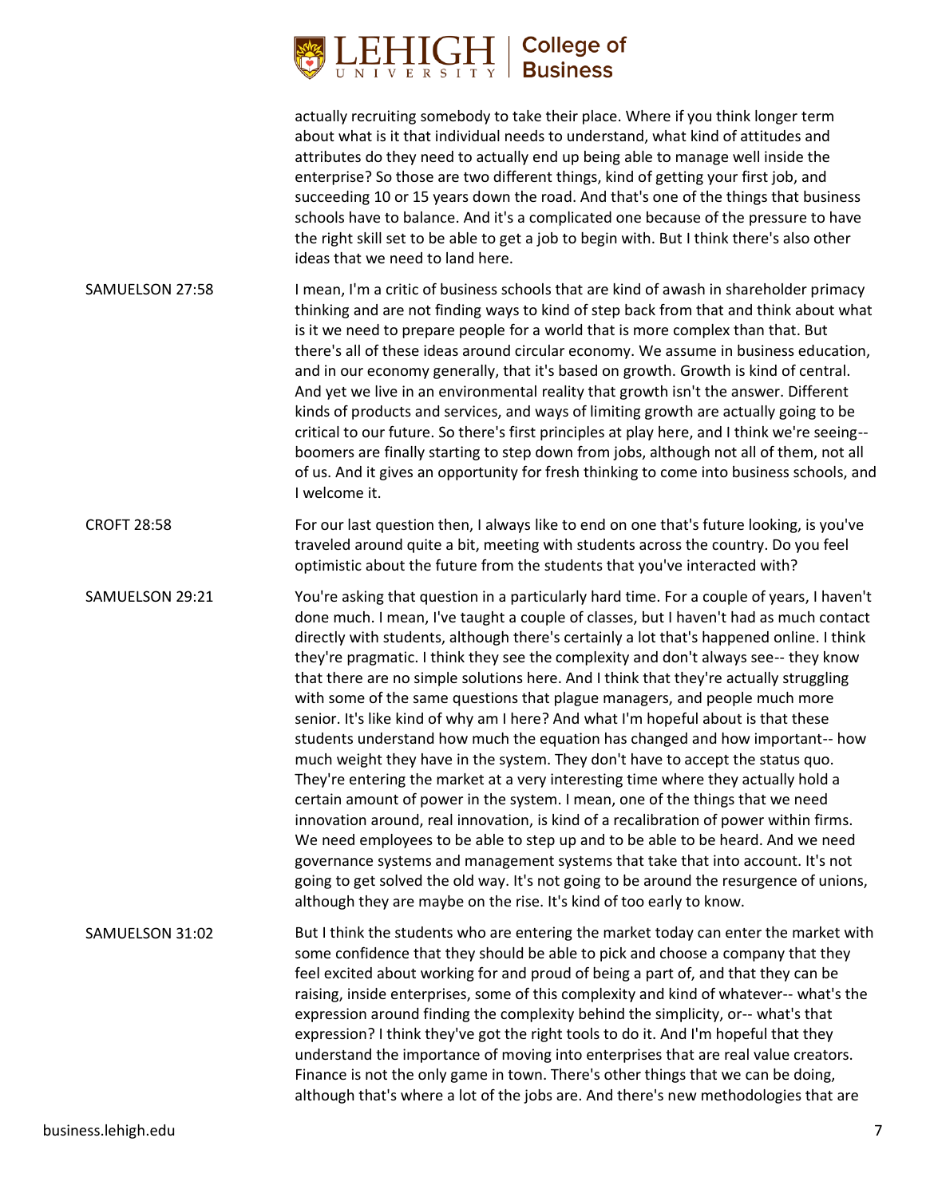actually recruiting somebody to take their place. Where if you think longer term about what is it that individual needs to understand, what kind of attitudes and attributes do they need to actually end up being able to manage well inside the enterprise? So those are two different things, kind of getting your first job, and succeeding 10 or 15 years down the road. And that's one of the things that business schools have to balance. And it's a complicated one because of the pressure to have the right skill set to be able to get a job to begin with. But I think there's also other ideas that we need to land here.

SAMUELSON 27:58 — I mean, I'm a critic of business schools that are kind of awash in shareholder primacy thinking and are not finding ways to kind of step back from that and think about what is it we need to prepare people for a world that is more complex than that. But there's all of these ideas around circular economy. We assume in business education, and in our economy generally, that it's based on growth. Growth is kind of central. And yet we live in an environmental reality that growth isn't the answer. Different kinds of products and services, and ways of limiting growth are actually going to be critical to our future. So there's first principles at play here, and I think we're seeing-- boomers are finally starting to step down from jobs, although not all of them, not all of us. And it gives an opportunity for fresh thinking to come into business schools, and I welcome it.

CROFT 28:58 — For our last question then, I always like to end on one that's future looking, is you've traveled around quite a bit, meeting with students across the country. Do you feel optimistic about the future from the students that you've interacted with?

SAMUELSON 29:21 — You're asking that question in a particularly hard time. For a couple of years, I haven't done much. I mean, I've taught a couple of classes, but I haven't had as much contact directly with students, although there's certainly a lot that's happened online. I think they're pragmatic. I think they see the complexity and don't always see-- they know that there are no simple solutions here. And I think that they're actually struggling with some of the same questions that plague managers, and people much more senior. It's like kind of why am I here? And what I'm hopeful about is that these students understand how much the equation has changed and how important-- how much weight they have in the system. They don't have to accept the status quo. They're entering the market at a very interesting time where they actually hold a certain amount of power in the system. I mean, one of the things that we need innovation around, real innovation, is kind of a recalibration of power within firms. We need employees to be able to step up and to be able to be heard. And we need governance systems and management systems that take that into account. It's not going to get solved the old way. It's not going to be around the resurgence of unions, although they are maybe on the rise. It's kind of too early to know.

SAMUELSON 31:02 — But I think the students who are entering the market today can enter the market with some confidence that they should be able to pick and choose a company that they feel excited about working for and proud of being a part of, and that they can be raising, inside enterprises, some of this complexity and kind of whatever-- what's the expression around finding the complexity behind the simplicity, or-- what's that expression? I think they've got the right tools to do it. And I'm hopeful that they understand the importance of moving into enterprises that are real value creators. Finance is not the only game in town. There's other things that we can be doing, although that's where a lot of the jobs are. And there's new methodologies that are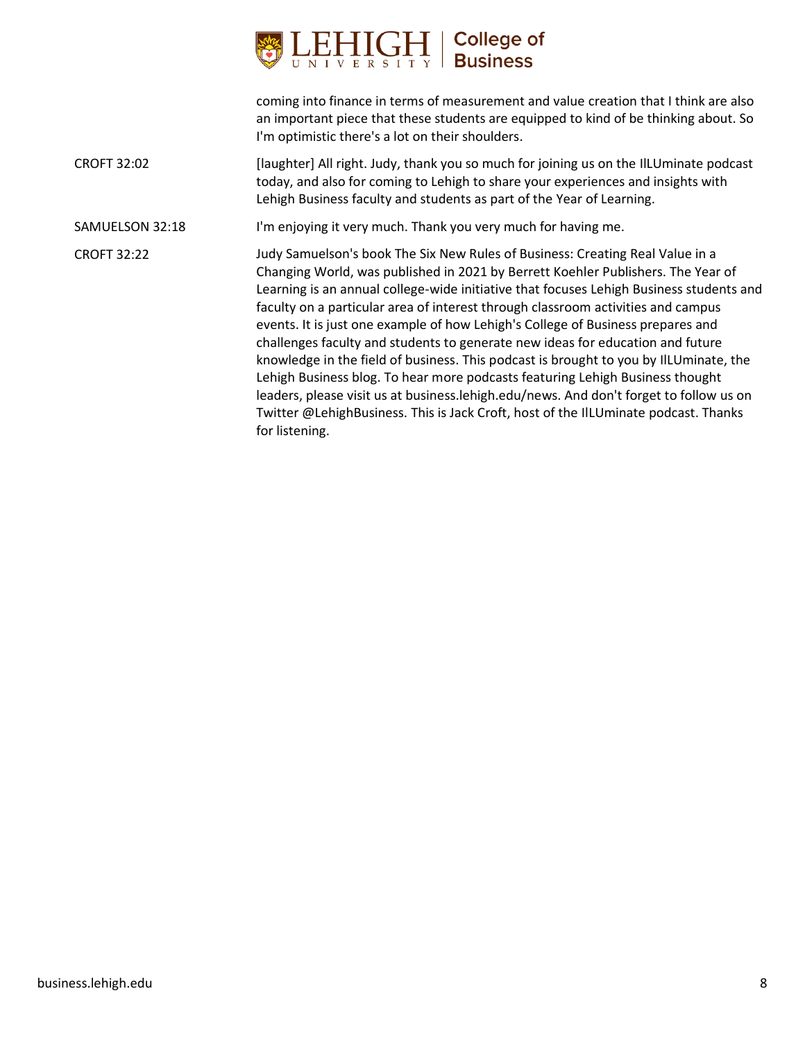coming into finance in terms of measurement and value creation that I think are also an important piece that these students are equipped to kind of be thinking about. So I'm optimistic there's a lot on their shoulders.

CROFT 32:02 [laughter] All right. Judy, thank you so much for joining us on the IlLUminate podcast today, and also for coming to Lehigh to share your experiences and insights with Lehigh Business faculty and students as part of the Year of Learning.

SAMUELSON 32:18 I'm enjoying it very much. Thank you very much for having me.

CROFT 32:22 Judy Samuelson's book The Six New Rules of Business: Creating Real Value in a Changing World, was published in 2021 by Berrett Koehler Publishers. The Year of Learning is an annual college-wide initiative that focuses Lehigh Business students and faculty on a particular area of interest through classroom activities and campus events. It is just one example of how Lehigh's College of Business prepares and challenges faculty and students to generate new ideas for education and future knowledge in the field of business. This podcast is brought to you by IlLUminate, the Lehigh Business blog. To hear more podcasts featuring Lehigh Business thought leaders, please visit us at business.lehigh.edu/news. And don't forget to follow us on Twitter @LehighBusiness. This is Jack Croft, host of the IlLUminate podcast. Thanks for listening.